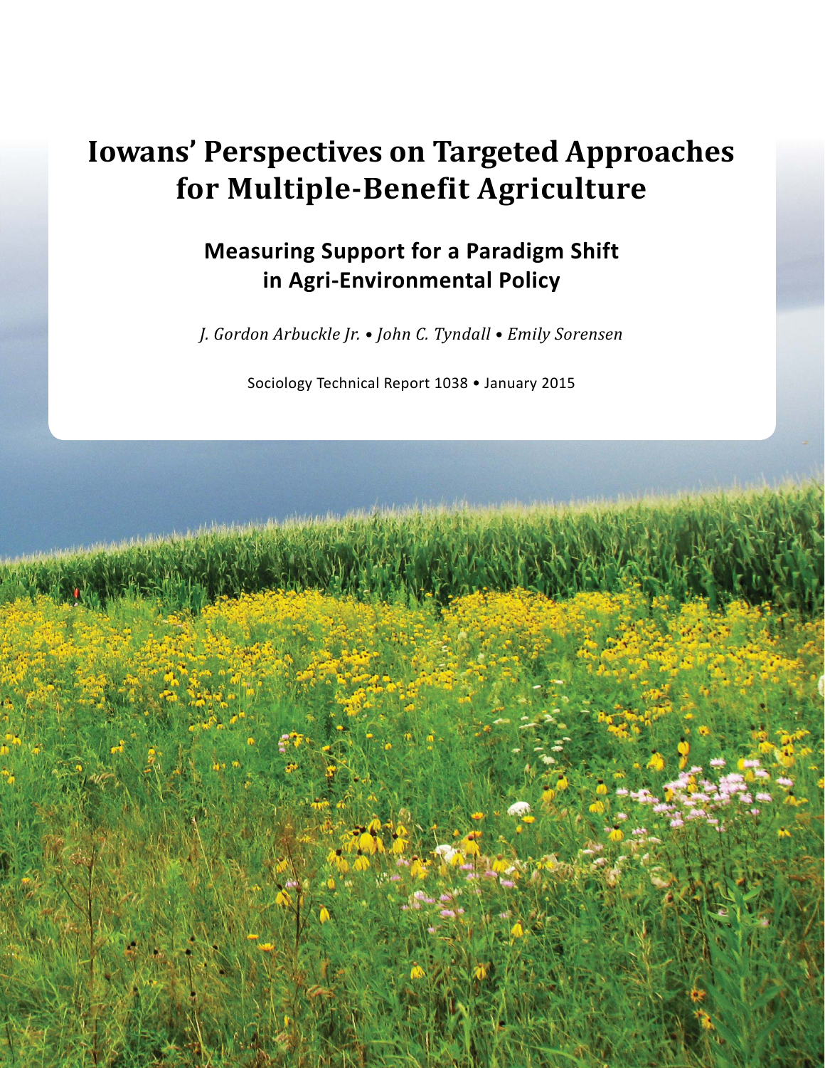# Iowans' Perspectives on Targeted Approaches for Multiple-Benefit Agriculture

## Measuring Support for a Paradigm Shift in Agri-Environmental Policy

*J. Gordon Arbuckle Jr. • John C. Tyndall • Emily Sorensen*

Sociology Technical Report 1038 • January 2015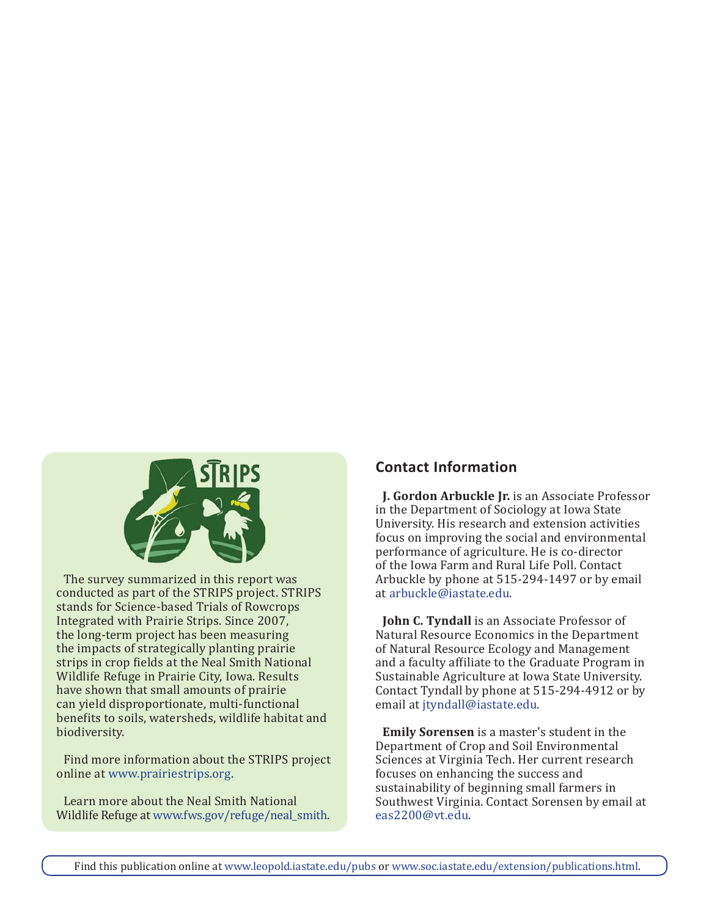The survey summarized in this report was conducted as part of the STRIPS project. STRIPS stands for Science-based Trials of Rowcrops Integrated with Prairie Strips. Since 2007, the long-term project has been measuring the impacts of strategically planting prairie strips in crop fields at the Neal Smith National Wildlife Refuge in Prairie City, Iowa. Results have shown that small amounts of prairie can yield disproportionate, multi-functional benefits to soils, watersheds, wildlife habitat and biodiversity.

Find more information about the STRIPS project online at www.prairiestrips.org.

Learn more about the Neal Smith National Wildlife Refuge at www.fws.gov/refuge/neal_smith.

## Contact Information

**J. Gordon Arbuckle Jr.** is an Associate Professor in the Department of Sociology at Iowa State University. His research and extension activities focus on improving the social and environmental performance of agriculture. He is co-director of the Iowa Farm and Rural Life Poll. Contact Arbuckle by phone at 515-294-1497 or by email at arbuckle@iastate.edu.

**John C. Tyndall** is an Associate Professor of Natural Resource Economics in the Department of Natural Resource Ecology and Management and a faculty affiliate to the Graduate Program in Sustainable Agriculture at Iowa State University. Contact Tyndall by phone at 515-294-4912 or by email at jtyndall@iastate.edu.

**Emily Sorensen** is a master's student in the Department of Crop and Soil Environmental Sciences at Virginia Tech. Her current research focuses on enhancing the success and sustainability of beginning small farmers in Southwest Virginia. Contact Sorensen by email at eas2200@vt.edu.

Find this publication online at www.leopold.iastate.edu/pubs or www.soc.iastate.edu/extension/publications.html.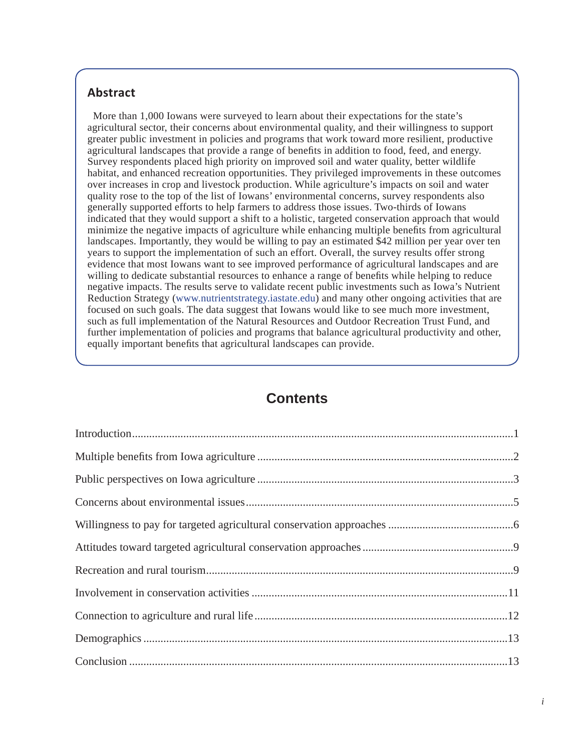## Abstract

More than 1,000 Iowans were surveyed to learn about their expectations for the state's agricultural sector, their concerns about environmental quality, and their willingness to support greater public investment in policies and programs that work toward more resilient, productive agricultural landscapes that provide a range of benefits in addition to food, feed, and energy. Survey respondents placed high priority on improved soil and water quality, better wildlife habitat, and enhanced recreation opportunities. They privileged improvements in these outcomes over increases in crop and livestock production. While agriculture's impacts on soil and water quality rose to the top of the list of Iowans' environmental concerns, survey respondents also generally supported efforts to help farmers to address those issues. Two-thirds of Iowans indicated that they would support a shift to a holistic, targeted conservation approach that would minimize the negative impacts of agriculture while enhancing multiple benefits from agricultural landscapes. Importantly, they would be willing to pay an estimated $42 million per year over ten years to support the implementation of such an effort. Overall, the survey results offer strong evidence that most Iowans want to see improved performance of agricultural landscapes and are willing to dedicate substantial resources to enhance a range of benefits while helping to reduce negative impacts. The results serve to validate recent public investments such as Iowa's Nutrient Reduction Strategy (www.nutrientstrategy.iastate.edu) and many other ongoing activities that are focused on such goals. The data suggest that Iowans would like to see much more investment, such as full implementation of the Natural Resources and Outdoor Recreation Trust Fund, and further implementation of policies and programs that balance agricultural productivity and other, equally important benefits that agricultural landscapes can provide.

## Contents

- Introduction ..... 1
- Multiple benefits from Iowa agriculture ..... 2
- Public perspectives on Iowa agriculture ..... 3
- Concerns about environmental issues ..... 5
- Willingness to pay for targeted agricultural conservation approaches ..... 6
- Attitudes toward targeted agricultural conservation approaches ..... 9
- Recreation and rural tourism ..... 9
- Involvement in conservation activities ..... 11
- Connection to agriculture and rural life ..... 12
- Demographics ..... 13
- Conclusion ..... 13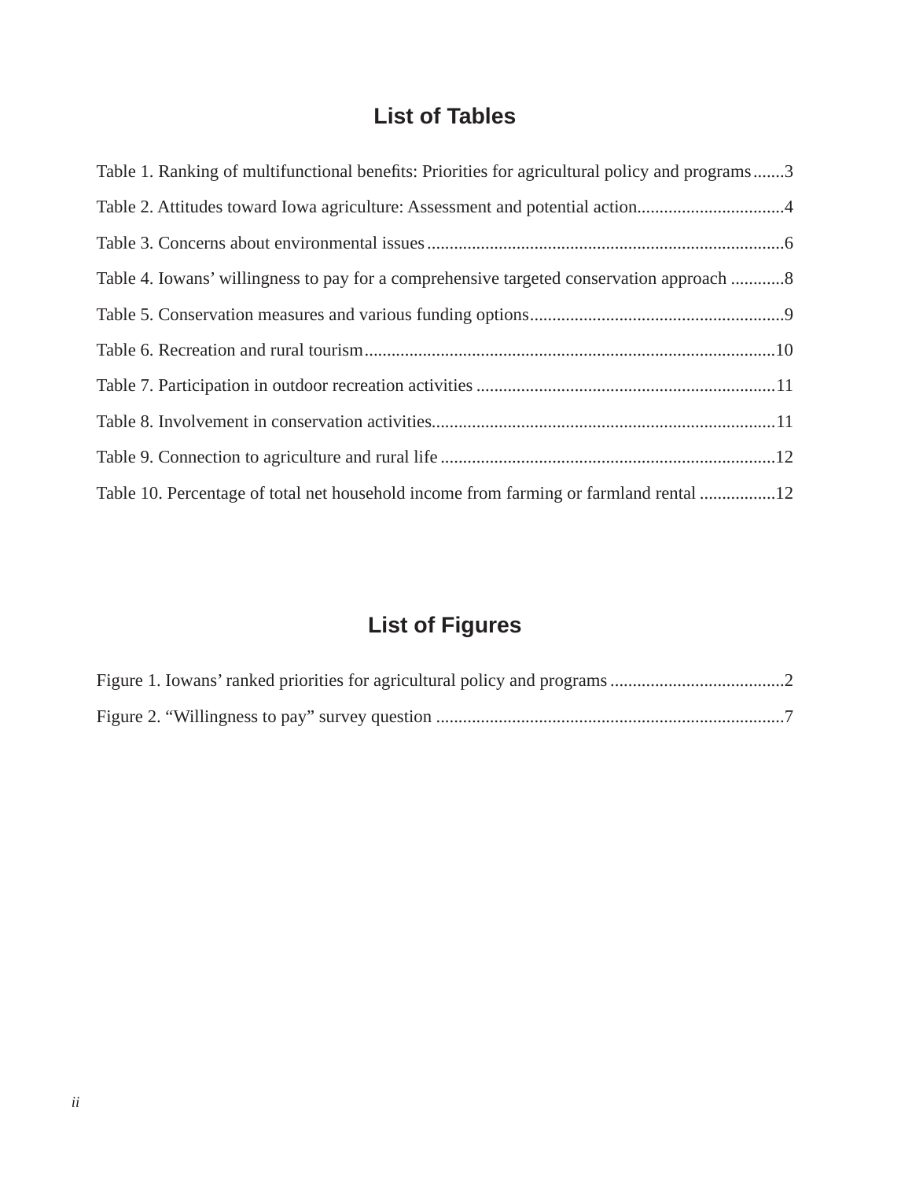## List of Tables

Table 1. Ranking of multifunctional benefits: Priorities for agricultural policy and programs.......3

Table 2. Attitudes toward Iowa agriculture: Assessment and potential action.................................4

Table 3. Concerns about environmental issues................................................................................6

Table 4. Iowans' willingness to pay for a comprehensive targeted conservation approach ............8

Table 5. Conservation measures and various funding options.........................................................9

Table 6. Recreation and rural tourism............................................................................................10

Table 7. Participation in outdoor recreation activities ...................................................................11

Table 8. Involvement in conservation activities.............................................................................11

Table 9. Connection to agriculture and rural life ...........................................................................12

Table 10. Percentage of total net household income from farming or farmland rental .................12

## List of Figures

Figure 1. Iowans' ranked priorities for agricultural policy and programs.......................................2

Figure 2. "Willingness to pay" survey question ..............................................................................7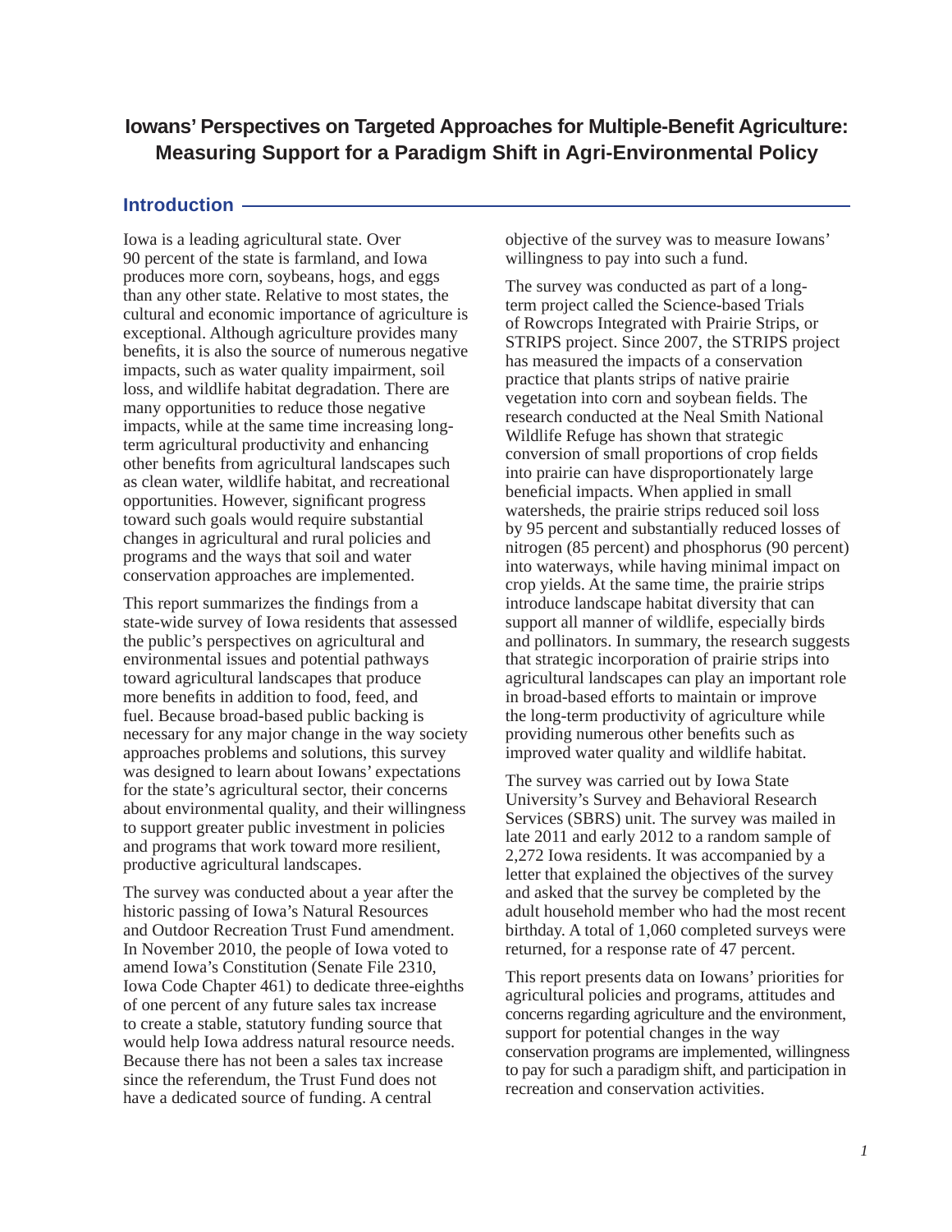# Iowans' Perspectives on Targeted Approaches for Multiple-Benefit Agriculture: Measuring Support for a Paradigm Shift in Agri-Environmental Policy

## Introduction

Iowa is a leading agricultural state. Over 90 percent of the state is farmland, and Iowa produces more corn, soybeans, hogs, and eggs than any other state. Relative to most states, the cultural and economic importance of agriculture is exceptional. Although agriculture provides many benefits, it is also the source of numerous negative impacts, such as water quality impairment, soil loss, and wildlife habitat degradation. There are many opportunities to reduce those negative impacts, while at the same time increasing long-term agricultural productivity and enhancing other benefits from agricultural landscapes such as clean water, wildlife habitat, and recreational opportunities. However, significant progress toward such goals would require substantial changes in agricultural and rural policies and programs and the ways that soil and water conservation approaches are implemented.

This report summarizes the findings from a state-wide survey of Iowa residents that assessed the public's perspectives on agricultural and environmental issues and potential pathways toward agricultural landscapes that produce more benefits in addition to food, feed, and fuel. Because broad-based public backing is necessary for any major change in the way society approaches problems and solutions, this survey was designed to learn about Iowans' expectations for the state's agricultural sector, their concerns about environmental quality, and their willingness to support greater public investment in policies and programs that work toward more resilient, productive agricultural landscapes.

The survey was conducted about a year after the historic passing of Iowa's Natural Resources and Outdoor Recreation Trust Fund amendment. In November 2010, the people of Iowa voted to amend Iowa's Constitution (Senate File 2310, Iowa Code Chapter 461) to dedicate three-eighths of one percent of any future sales tax increase to create a stable, statutory funding source that would help Iowa address natural resource needs. Because there has not been a sales tax increase since the referendum, the Trust Fund does not have a dedicated source of funding. A central objective of the survey was to measure Iowans' willingness to pay into such a fund.

The survey was conducted as part of a long-term project called the Science-based Trials of Rowcrops Integrated with Prairie Strips, or STRIPS project. Since 2007, the STRIPS project has measured the impacts of a conservation practice that plants strips of native prairie vegetation into corn and soybean fields. The research conducted at the Neal Smith National Wildlife Refuge has shown that strategic conversion of small proportions of crop fields into prairie can have disproportionately large beneficial impacts. When applied in small watersheds, the prairie strips reduced soil loss by 95 percent and substantially reduced losses of nitrogen (85 percent) and phosphorus (90 percent) into waterways, while having minimal impact on crop yields. At the same time, the prairie strips introduce landscape habitat diversity that can support all manner of wildlife, especially birds and pollinators. In summary, the research suggests that strategic incorporation of prairie strips into agricultural landscapes can play an important role in broad-based efforts to maintain or improve the long-term productivity of agriculture while providing numerous other benefits such as improved water quality and wildlife habitat.

The survey was carried out by Iowa State University's Survey and Behavioral Research Services (SBRS) unit. The survey was mailed in late 2011 and early 2012 to a random sample of 2,272 Iowa residents. It was accompanied by a letter that explained the objectives of the survey and asked that the survey be completed by the adult household member who had the most recent birthday. A total of 1,060 completed surveys were returned, for a response rate of 47 percent.

This report presents data on Iowans' priorities for agricultural policies and programs, attitudes and concerns regarding agriculture and the environment, support for potential changes in the way conservation programs are implemented, willingness to pay for such a paradigm shift, and participation in recreation and conservation activities.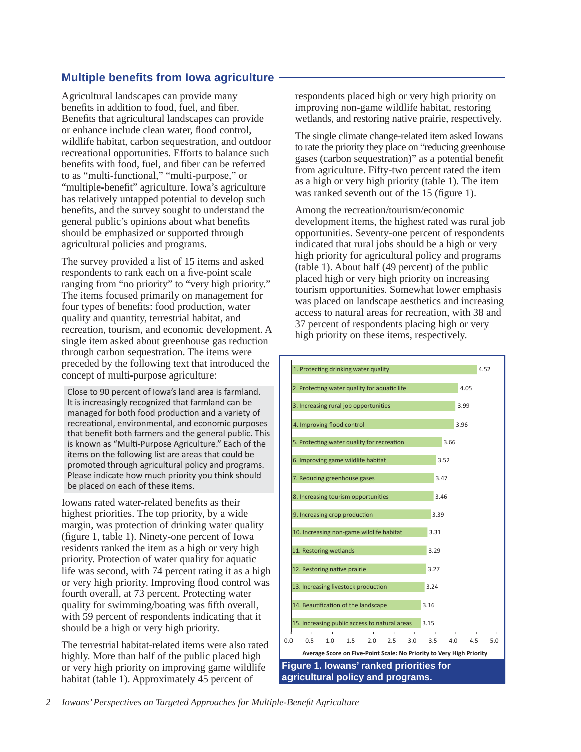## Multiple benefits from Iowa agriculture

Agricultural landscapes can provide many benefits in addition to food, fuel, and fiber. Benefits that agricultural landscapes can provide or enhance include clean water, flood control, wildlife habitat, carbon sequestration, and outdoor recreational opportunities. Efforts to balance such benefits with food, fuel, and fiber can be referred to as "multi-functional," "multi-purpose," or "multiple-benefit" agriculture. Iowa's agriculture has relatively untapped potential to develop such benefits, and the survey sought to understand the general public's opinions about what benefits should be emphasized or supported through agricultural policies and programs.

The survey provided a list of 15 items and asked respondents to rank each on a five-point scale ranging from "no priority" to "very high priority." The items focused primarily on management for four types of benefits: food production, water quality and quantity, terrestrial habitat, and recreation, tourism, and economic development. A single item asked about greenhouse gas reduction through carbon sequestration. The items were preceded by the following text that introduced the concept of multi-purpose agriculture:

> Close to 90 percent of Iowa's land area is farmland. It is increasingly recognized that farmland can be managed for both food production and a variety of recreational, environmental, and economic purposes that benefit both farmers and the general public. This is known as "Multi-Purpose Agriculture." Each of the items on the following list are areas that could be promoted through agricultural policy and programs. Please indicate how much priority you think should be placed on each of these items.

Iowans rated water-related benefits as their highest priorities. The top priority, by a wide margin, was protection of drinking water quality (figure 1, table 1). Ninety-one percent of Iowa residents ranked the item as a high or very high priority. Protection of water quality for aquatic life was second, with 74 percent rating it as a high or very high priority. Improving flood control was fourth overall, at 73 percent. Protecting water quality for swimming/boating was fifth overall, with 59 percent of respondents indicating that it should be a high or very high priority.

The terrestrial habitat-related items were also rated highly. More than half of the public placed high or very high priority on improving game wildlife habitat (table 1). Approximately 45 percent of respondents placed high or very high priority on improving non-game wildlife habitat, restoring wetlands, and restoring native prairie, respectively.

The single climate change-related item asked Iowans to rate the priority they place on "reducing greenhouse gases (carbon sequestration)" as a potential benefit from agriculture. Fifty-two percent rated the item as a high or very high priority (table 1). The item was ranked seventh out of the 15 (figure 1).

Among the recreation/tourism/economic development items, the highest rated was rural job opportunities. Seventy-one percent of respondents indicated that rural jobs should be a high or very high priority for agricultural policy and programs (table 1). About half (49 percent) of the public placed high or very high priority on increasing tourism opportunities. Somewhat lower emphasis was placed on landscape aesthetics and increasing access to natural areas for recreation, with 38 and 37 percent of respondents placing high or very high priority on these items, respectively.

| Item | Average Score on Five-Point Scale: No Priority to Very High Priority |
|---|---|
| 1. Protecting drinking water quality | 4.52 |
| 2. Protecting water quality for aquatic life | 4.05 |
| 3. Increasing rural job opportunities | 3.99 |
| 4. Improving flood control | 3.96 |
| 5. Protecting water quality for recreation | 3.66 |
| 6. Improving game wildlife habitat | 3.52 |
| 7. Reducing greenhouse gases | 3.47 |
| 8. Increasing tourism opportunities | 3.46 |
| 9. Increasing crop production | 3.39 |
| 10. Increasing non-game wildlife habitat | 3.31 |
| 11. Restoring wetlands | 3.29 |
| 12. Restoring native prairie | 3.27 |
| 13. Increasing livestock production | 3.24 |
| 14. Beautification of the landscape | 3.16 |
| 15. Increasing public access to natural areas | 3.15 |

**Figure 1. Iowans' ranked priorities for agricultural policy and programs.**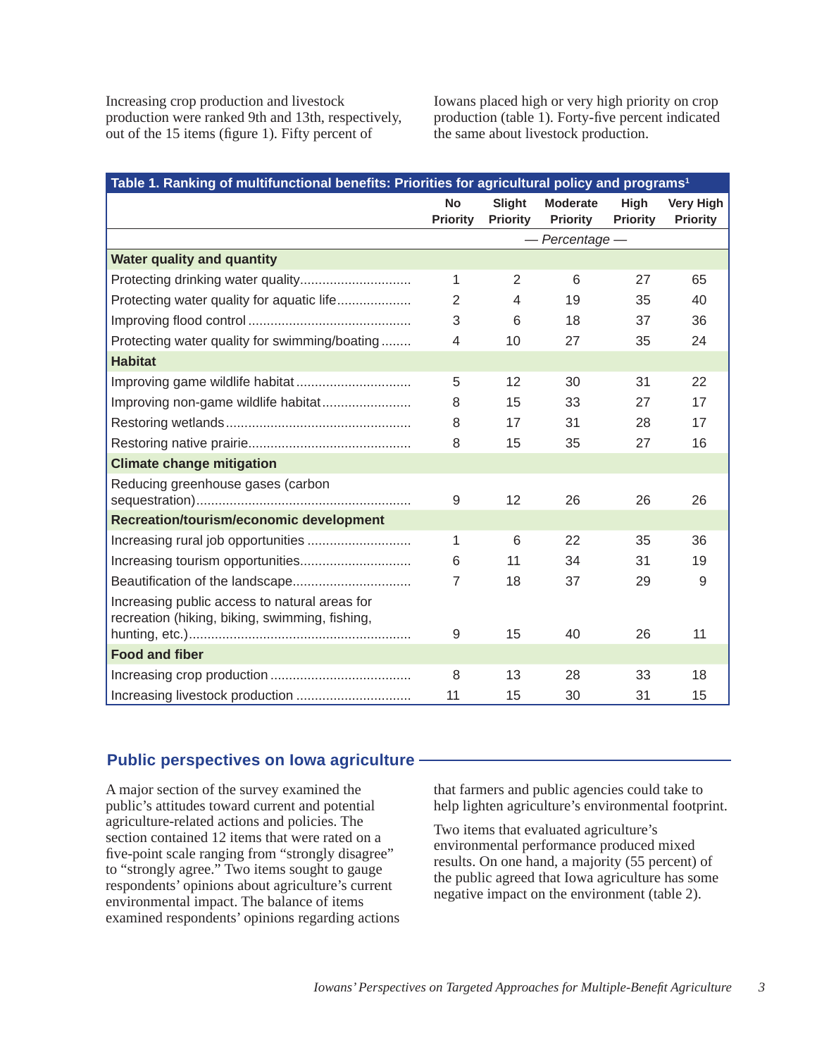Increasing crop production and livestock production were ranked 9th and 13th, respectively, out of the 15 items (figure 1). Fifty percent of Iowans placed high or very high priority on crop production (table 1). Forty-five percent indicated the same about livestock production.

**Table 1. Ranking of multifunctional benefits: Priorities for agricultural policy and programs[1]**

| | No Priority | Slight Priority | Moderate Priority | High Priority | Very High Priority |
|---|---|---|---|---|---|
| | *— Percentage —* | | | | |
| **Water quality and quantity** | | | | | |
| Protecting drinking water quality | 1 | 2 | 6 | 27 | 65 |
| Protecting water quality for aquatic life | 2 | 4 | 19 | 35 | 40 |
| Improving flood control | 3 | 6 | 18 | 37 | 36 |
| Protecting water quality for swimming/boating | 4 | 10 | 27 | 35 | 24 |
| **Habitat** | | | | | |
| Improving game wildlife habitat | 5 | 12 | 30 | 31 | 22 |
| Improving non-game wildlife habitat | 8 | 15 | 33 | 27 | 17 |
| Restoring wetlands | 8 | 17 | 31 | 28 | 17 |
| Restoring native prairie | 8 | 15 | 35 | 27 | 16 |
| **Climate change mitigation** | | | | | |
| Reducing greenhouse gases (carbon sequestration) | 9 | 12 | 26 | 26 | 26 |
| **Recreation/tourism/economic development** | | | | | |
| Increasing rural job opportunities | 1 | 6 | 22 | 35 | 36 |
| Increasing tourism opportunities | 6 | 11 | 34 | 31 | 19 |
| Beautification of the landscape | 7 | 18 | 37 | 29 | 9 |
| Increasing public access to natural areas for recreation (hiking, biking, swimming, fishing, hunting, etc.) | 9 | 15 | 40 | 26 | 11 |
| **Food and fiber** | | | | | |
| Increasing crop production | 8 | 13 | 28 | 33 | 18 |
| Increasing livestock production | 11 | 15 | 30 | 31 | 15 |

## Public perspectives on Iowa agriculture

A major section of the survey examined the public's attitudes toward current and potential agriculture-related actions and policies. The section contained 12 items that were rated on a five-point scale ranging from "strongly disagree" to "strongly agree." Two items sought to gauge respondents' opinions about agriculture's current environmental impact. The balance of items examined respondents' opinions regarding actions that farmers and public agencies could take to help lighten agriculture's environmental footprint.

Two items that evaluated agriculture's environmental performance produced mixed results. On one hand, a majority (55 percent) of the public agreed that Iowa agriculture has some negative impact on the environment (table 2).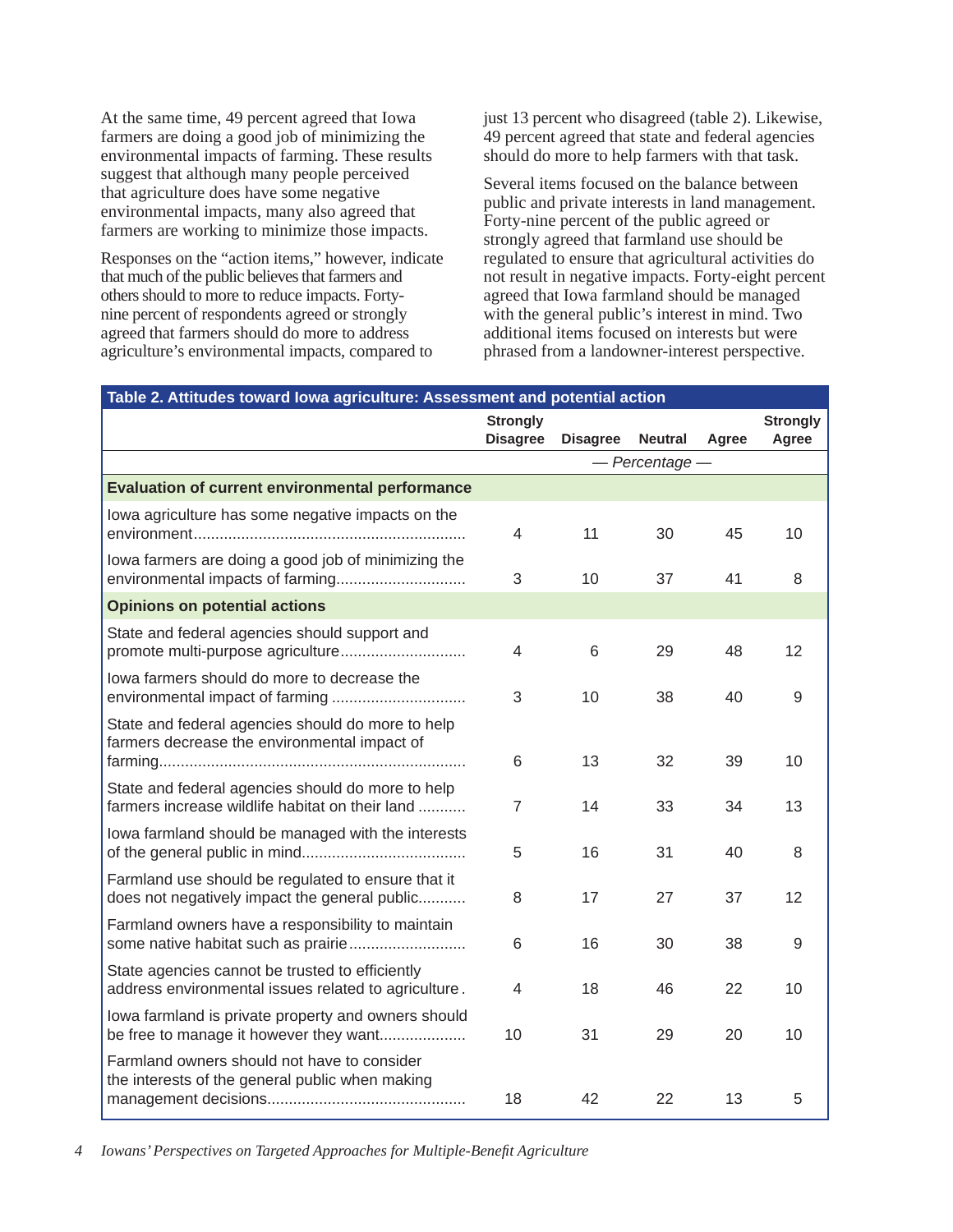At the same time, 49 percent agreed that Iowa farmers are doing a good job of minimizing the environmental impacts of farming. These results suggest that although many people perceived that agriculture does have some negative environmental impacts, many also agreed that farmers are working to minimize those impacts.

Responses on the "action items," however, indicate that much of the public believes that farmers and others should to more to reduce impacts. Forty-nine percent of respondents agreed or strongly agreed that farmers should do more to address agriculture's environmental impacts, compared to just 13 percent who disagreed (table 2). Likewise, 49 percent agreed that state and federal agencies should do more to help farmers with that task.

Several items focused on the balance between public and private interests in land management. Forty-nine percent of the public agreed or strongly agreed that farmland use should be regulated to ensure that agricultural activities do not result in negative impacts. Forty-eight percent agreed that Iowa farmland should be managed with the general public's interest in mind. Two additional items focused on interests but were phrased from a landowner-interest perspective.

**Table 2. Attitudes toward Iowa agriculture: Assessment and potential action**

| | Strongly Disagree | Disagree | Neutral | Agree | Strongly Agree |
|---|---|---|---|---|---|
| | *— Percentage —* | | | | |
| **Evaluation of current environmental performance** | | | | | |
| Iowa agriculture has some negative impacts on the environment | 4 | 11 | 30 | 45 | 10 |
| Iowa farmers are doing a good job of minimizing the environmental impacts of farming | 3 | 10 | 37 | 41 | 8 |
| **Opinions on potential actions** | | | | | |
| State and federal agencies should support and promote multi-purpose agriculture | 4 | 6 | 29 | 48 | 12 |
| Iowa farmers should do more to decrease the environmental impact of farming | 3 | 10 | 38 | 40 | 9 |
| State and federal agencies should do more to help farmers decrease the environmental impact of farming | 6 | 13 | 32 | 39 | 10 |
| State and federal agencies should do more to help farmers increase wildlife habitat on their land | 7 | 14 | 33 | 34 | 13 |
| Iowa farmland should be managed with the interests of the general public in mind | 5 | 16 | 31 | 40 | 8 |
| Farmland use should be regulated to ensure that it does not negatively impact the general public | 8 | 17 | 27 | 37 | 12 |
| Farmland owners have a responsibility to maintain some native habitat such as prairie | 6 | 16 | 30 | 38 | 9 |
| State agencies cannot be trusted to efficiently address environmental issues related to agriculture | 4 | 18 | 46 | 22 | 10 |
| Iowa farmland is private property and owners should be free to manage it however they want | 10 | 31 | 29 | 20 | 10 |
| Farmland owners should not have to consider the interests of the general public when making management decisions | 18 | 42 | 22 | 13 | 5 |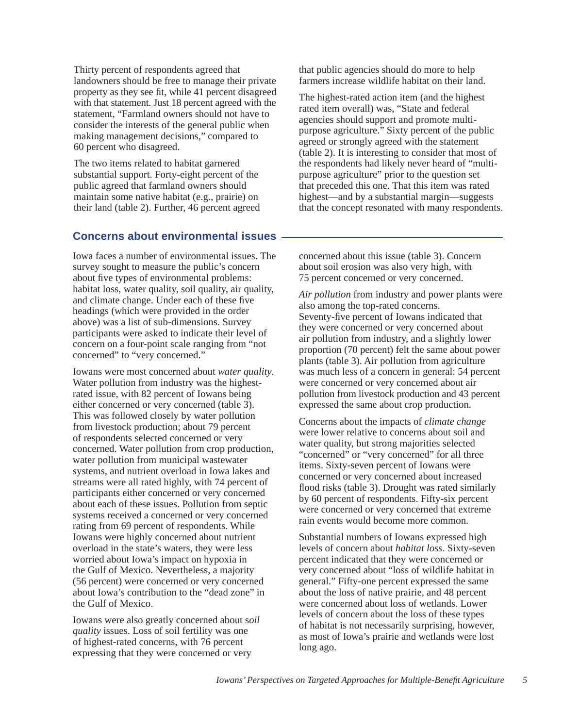Thirty percent of respondents agreed that landowners should be free to manage their private property as they see fit, while 41 percent disagreed with that statement. Just 18 percent agreed with the statement, "Farmland owners should not have to consider the interests of the general public when making management decisions," compared to 60 percent who disagreed.

The two items related to habitat garnered substantial support. Forty-eight percent of the public agreed that farmland owners should maintain some native habitat (e.g., prairie) on their land (table 2). Further, 46 percent agreed that public agencies should do more to help farmers increase wildlife habitat on their land.

The highest-rated action item (and the highest rated item overall) was, "State and federal agencies should support and promote multi-purpose agriculture." Sixty percent of the public agreed or strongly agreed with the statement (table 2). It is interesting to consider that most of the respondents had likely never heard of "multi-purpose agriculture" prior to the question set that preceded this one. That this item was rated highest—and by a substantial margin—suggests that the concept resonated with many respondents.

## Concerns about environmental issues

Iowa faces a number of environmental issues. The survey sought to measure the public's concern about five types of environmental problems: habitat loss, water quality, soil quality, air quality, and climate change. Under each of these five headings (which were provided in the order above) was a list of sub-dimensions. Survey participants were asked to indicate their level of concern on a four-point scale ranging from "not concerned" to "very concerned."

Iowans were most concerned about *water quality*. Water pollution from industry was the highest-rated issue, with 82 percent of Iowans being either concerned or very concerned (table 3). This was followed closely by water pollution from livestock production; about 79 percent of respondents selected concerned or very concerned. Water pollution from crop production, water pollution from municipal wastewater systems, and nutrient overload in Iowa lakes and streams were all rated highly, with 74 percent of participants either concerned or very concerned about each of these issues. Pollution from septic systems received a concerned or very concerned rating from 69 percent of respondents. While Iowans were highly concerned about nutrient overload in the state's waters, they were less worried about Iowa's impact on hypoxia in the Gulf of Mexico. Nevertheless, a majority (56 percent) were concerned or very concerned about Iowa's contribution to the "dead zone" in the Gulf of Mexico.

Iowans were also greatly concerned about s*oil quality* issues. Loss of soil fertility was one of highest-rated concerns, with 76 percent expressing that they were concerned or very concerned about this issue (table 3). Concern about soil erosion was also very high, with 75 percent concerned or very concerned.

*Air pollution* from industry and power plants were also among the top-rated concerns. Seventy-five percent of Iowans indicated that they were concerned or very concerned about air pollution from industry, and a slightly lower proportion (70 percent) felt the same about power plants (table 3). Air pollution from agriculture was much less of a concern in general: 54 percent were concerned or very concerned about air pollution from livestock production and 43 percent expressed the same about crop production.

Concerns about the impacts of *climate change* were lower relative to concerns about soil and water quality, but strong majorities selected "concerned" or "very concerned" for all three items. Sixty-seven percent of Iowans were concerned or very concerned about increased flood risks (table 3). Drought was rated similarly by 60 percent of respondents. Fifty-six percent were concerned or very concerned that extreme rain events would become more common.

Substantial numbers of Iowans expressed high levels of concern about *habitat loss*. Sixty-seven percent indicated that they were concerned or very concerned about "loss of wildlife habitat in general." Fifty-one percent expressed the same about the loss of native prairie, and 48 percent were concerned about loss of wetlands. Lower levels of concern about the loss of these types of habitat is not necessarily surprising, however, as most of Iowa's prairie and wetlands were lost long ago.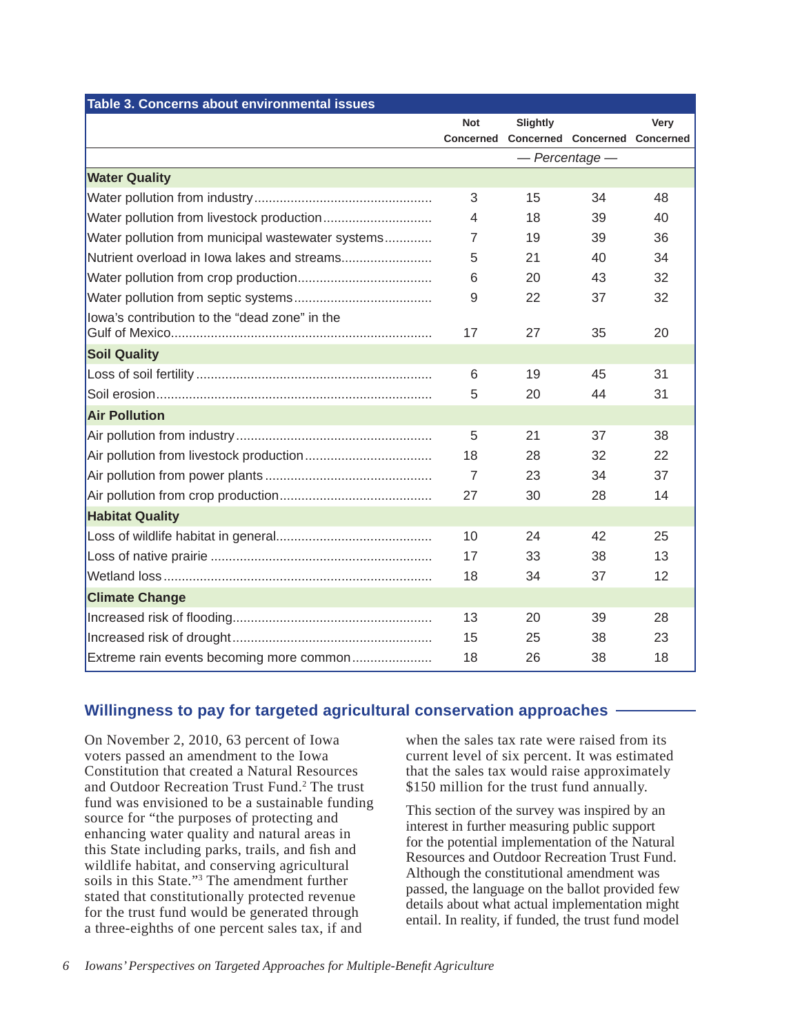**Table 3. Concerns about environmental issues**

| | Not Concerned | Slightly Concerned | Concerned | Very Concerned |
|---|---|---|---|---|
| | — Percentage — | | | |
| **Water Quality** | | | | |
| Water pollution from industry | 3 | 15 | 34 | 48 |
| Water pollution from livestock production | 4 | 18 | 39 | 40 |
| Water pollution from municipal wastewater systems | 7 | 19 | 39 | 36 |
| Nutrient overload in Iowa lakes and streams | 5 | 21 | 40 | 34 |
| Water pollution from crop production | 6 | 20 | 43 | 32 |
| Water pollution from septic systems | 9 | 22 | 37 | 32 |
| Iowa's contribution to the "dead zone" in the Gulf of Mexico | 17 | 27 | 35 | 20 |
| **Soil Quality** | | | | |
| Loss of soil fertility | 6 | 19 | 45 | 31 |
| Soil erosion | 5 | 20 | 44 | 31 |
| **Air Pollution** | | | | |
| Air pollution from industry | 5 | 21 | 37 | 38 |
| Air pollution from livestock production | 18 | 28 | 32 | 22 |
| Air pollution from power plants | 7 | 23 | 34 | 37 |
| Air pollution from crop production | 27 | 30 | 28 | 14 |
| **Habitat Quality** | | | | |
| Loss of wildlife habitat in general | 10 | 24 | 42 | 25 |
| Loss of native prairie | 17 | 33 | 38 | 13 |
| Wetland loss | 18 | 34 | 37 | 12 |
| **Climate Change** | | | | |
| Increased risk of flooding | 13 | 20 | 39 | 28 |
| Increased risk of drought | 15 | 25 | 38 | 23 |
| Extreme rain events becoming more common | 18 | 26 | 38 | 18 |

## Willingness to pay for targeted agricultural conservation approaches

On November 2, 2010, 63 percent of Iowa voters passed an amendment to the Iowa Constitution that created a Natural Resources and Outdoor Recreation Trust Fund.[2] The trust fund was envisioned to be a sustainable funding source for "the purposes of protecting and enhancing water quality and natural areas in this State including parks, trails, and fish and wildlife habitat, and conserving agricultural soils in this State."[3] The amendment further stated that constitutionally protected revenue for the trust fund would be generated through a three-eighths of one percent sales tax, if and when the sales tax rate were raised from its current level of six percent. It was estimated that the sales tax would raise approximately $150 million for the trust fund annually.

This section of the survey was inspired by an interest in further measuring public support for the potential implementation of the Natural Resources and Outdoor Recreation Trust Fund. Although the constitutional amendment was passed, the language on the ballot provided few details about what actual implementation might entail. In reality, if funded, the trust fund model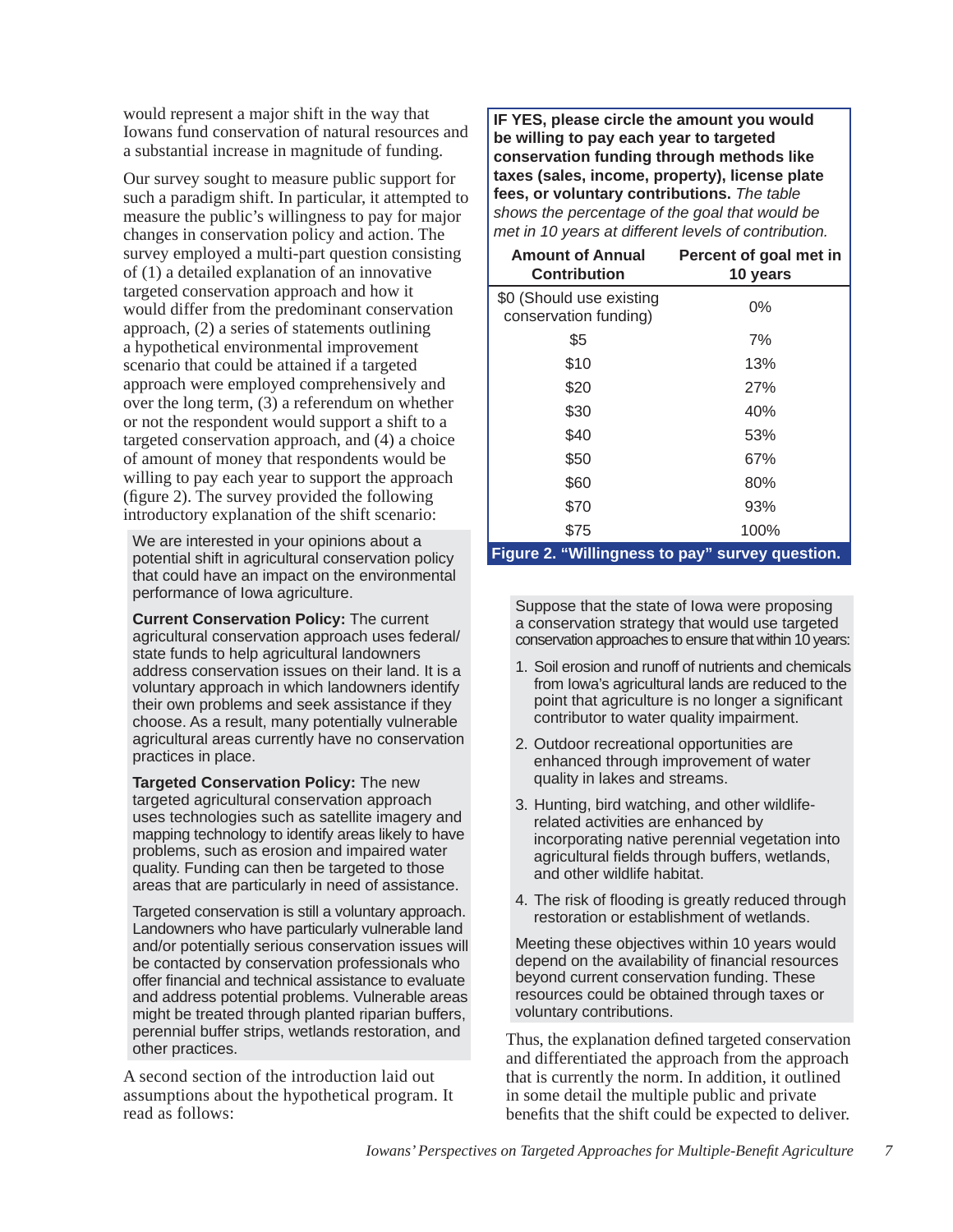would represent a major shift in the way that Iowans fund conservation of natural resources and a substantial increase in magnitude of funding.

Our survey sought to measure public support for such a paradigm shift. In particular, it attempted to measure the public's willingness to pay for major changes in conservation policy and action. The survey employed a multi-part question consisting of (1) a detailed explanation of an innovative targeted conservation approach and how it would differ from the predominant conservation approach, (2) a series of statements outlining a hypothetical environmental improvement scenario that could be attained if a targeted approach were employed comprehensively and over the long term, (3) a referendum on whether or not the respondent would support a shift to a targeted conservation approach, and (4) a choice of amount of money that respondents would be willing to pay each year to support the approach (figure 2). The survey provided the following introductory explanation of the shift scenario:

> We are interested in your opinions about a potential shift in agricultural conservation policy that could have an impact on the environmental performance of Iowa agriculture.
>
> **Current Conservation Policy:** The current agricultural conservation approach uses federal/state funds to help agricultural landowners address conservation issues on their land. It is a voluntary approach in which landowners identify their own problems and seek assistance if they choose. As a result, many potentially vulnerable agricultural areas currently have no conservation practices in place.
>
> **Targeted Conservation Policy:** The new targeted agricultural conservation approach uses technologies such as satellite imagery and mapping technology to identify areas likely to have problems, such as erosion and impaired water quality. Funding can then be targeted to those areas that are particularly in need of assistance.
>
> Targeted conservation is still a voluntary approach. Landowners who have particularly vulnerable land and/or potentially serious conservation issues will be contacted by conservation professionals who offer financial and technical assistance to evaluate and address potential problems. Vulnerable areas might be treated through planted riparian buffers, perennial buffer strips, wetlands restoration, and other practices.

A second section of the introduction laid out assumptions about the hypothetical program. It read as follows:

> Suppose that the state of Iowa were proposing a conservation strategy that would use targeted conservation approaches to ensure that within 10 years:
>
> 1. Soil erosion and runoff of nutrients and chemicals from Iowa's agricultural lands are reduced to the point that agriculture is no longer a significant contributor to water quality impairment.
> 2. Outdoor recreational opportunities are enhanced through improvement of water quality in lakes and streams.
> 3. Hunting, bird watching, and other wildlife-related activities are enhanced by incorporating native perennial vegetation into agricultural fields through buffers, wetlands, and other wildlife habitat.
> 4. The risk of flooding is greatly reduced through restoration or establishment of wetlands.
>
> Meeting these objectives within 10 years would depend on the availability of financial resources beyond current conservation funding. These resources could be obtained through taxes or voluntary contributions.

**IF YES, please circle the amount you would be willing to pay each year to targeted conservation funding through methods like taxes (sales, income, property), license plate fees, or voluntary contributions.** *The table shows the percentage of the goal that would be met in 10 years at different levels of contribution.*

| Amount of Annual Contribution | Percent of goal met in 10 years |
|---|---|
| $0 (Should use existing conservation funding) | 0% |
| $5 | 7% |
| $10 | 13% |
| $20 | 27% |
| $30 | 40% |
| $40 | 53% |
| $50 | 67% |
| $60 | 80% |
| $70 | 93% |
| $75 | 100% |

**Figure 2. "Willingness to pay" survey question.**

Thus, the explanation defined targeted conservation and differentiated the approach from the approach that is currently the norm. In addition, it outlined in some detail the multiple public and private benefits that the shift could be expected to deliver.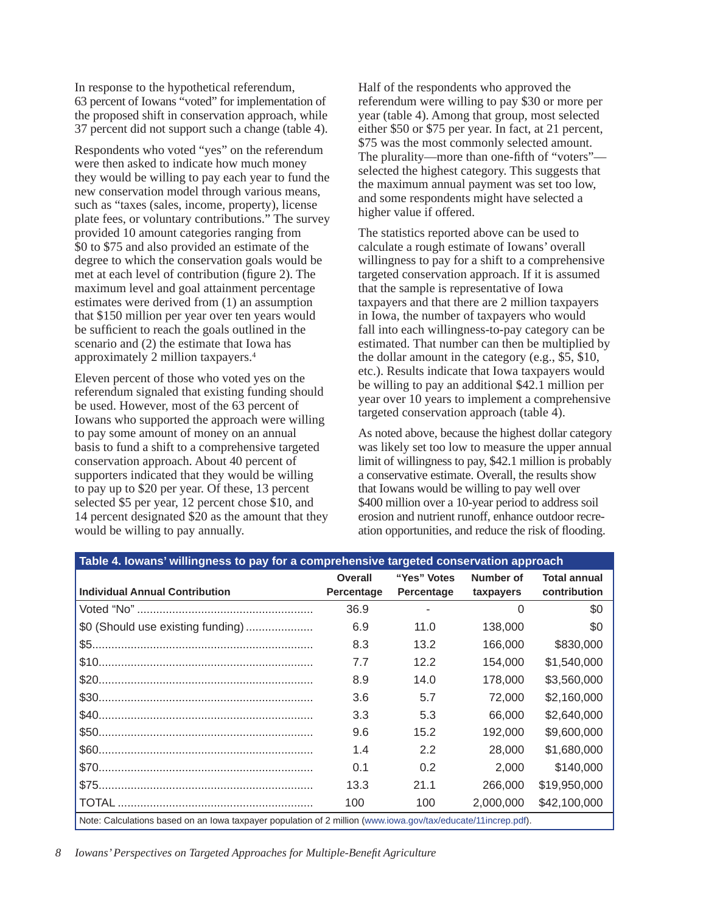In response to the hypothetical referendum, 63 percent of Iowans "voted" for implementation of the proposed shift in conservation approach, while 37 percent did not support such a change (table 4).

Respondents who voted "yes" on the referendum were then asked to indicate how much money they would be willing to pay each year to fund the new conservation model through various means, such as "taxes (sales, income, property), license plate fees, or voluntary contributions." The survey provided 10 amount categories ranging from $0 to $75 and also provided an estimate of the degree to which the conservation goals would be met at each level of contribution (figure 2). The maximum level and goal attainment percentage estimates were derived from (1) an assumption that $150 million per year over ten years would be sufficient to reach the goals outlined in the scenario and (2) the estimate that Iowa has approximately 2 million taxpayers.[4]

Eleven percent of those who voted yes on the referendum signaled that existing funding should be used. However, most of the 63 percent of Iowans who supported the approach were willing to pay some amount of money on an annual basis to fund a comprehensive targeted conservation approach. About 40 percent of supporters indicated that they would be willing to pay up to $20 per year. Of these, 13 percent selected $5 per year, 12 percent chose $10, and 14 percent designated $20 as the amount that they would be willing to pay annually.

Half of the respondents who approved the referendum were willing to pay $30 or more per year (table 4). Among that group, most selected either $50 or $75 per year. In fact, at 21 percent, $75 was the most commonly selected amount. The plurality—more than one-fifth of "voters"—selected the highest category. This suggests that the maximum annual payment was set too low, and some respondents might have selected a higher value if offered.

The statistics reported above can be used to calculate a rough estimate of Iowans' overall willingness to pay for a shift to a comprehensive targeted conservation approach. If it is assumed that the sample is representative of Iowa taxpayers and that there are 2 million taxpayers in Iowa, the number of taxpayers who would fall into each willingness-to-pay category can be estimated. That number can then be multiplied by the dollar amount in the category (e.g., $5, $10, etc.). Results indicate that Iowa taxpayers would be willing to pay an additional $42.1 million per year over 10 years to implement a comprehensive targeted conservation approach (table 4).

As noted above, because the highest dollar category was likely set too low to measure the upper annual limit of willingness to pay, $42.1 million is probably a conservative estimate. Overall, the results show that Iowans would be willing to pay well over $400 million over a 10-year period to address soil erosion and nutrient runoff, enhance outdoor recreation opportunities, and reduce the risk of flooding.

**Table 4. Iowans' willingness to pay for a comprehensive targeted conservation approach**

| Individual Annual Contribution | Overall Percentage | "Yes" Votes Percentage | Number of taxpayers | Total annual contribution |
|---|---|---|---|---|
| Voted "No" | 36.9 | - | 0 | $0 |
| $0 (Should use existing funding) | 6.9 | 11.0 | 138,000 | $0 |
| $5 | 8.3 | 13.2 | 166,000 | $830,000 |
| $10 | 7.7 | 12.2 | 154,000 | $1,540,000 |
| $20 | 8.9 | 14.0 | 178,000 | $3,560,000 |
| $30 | 3.6 | 5.7 | 72,000 | $2,160,000 |
| $40 | 3.3 | 5.3 | 66,000 | $2,640,000 |
| $50 | 9.6 | 15.2 | 192,000 | $9,600,000 |
| $60 | 1.4 | 2.2 | 28,000 | $1,680,000 |
| $70 | 0.1 | 0.2 | 2,000 | $140,000 |
| $75 | 13.3 | 21.1 | 266,000 | $19,950,000 |
| TOTAL | 100 | 100 | 2,000,000 | $42,100,000 |

Note: Calculations based on an Iowa taxpayer population of 2 million (www.iowa.gov/tax/educate/11increp.pdf).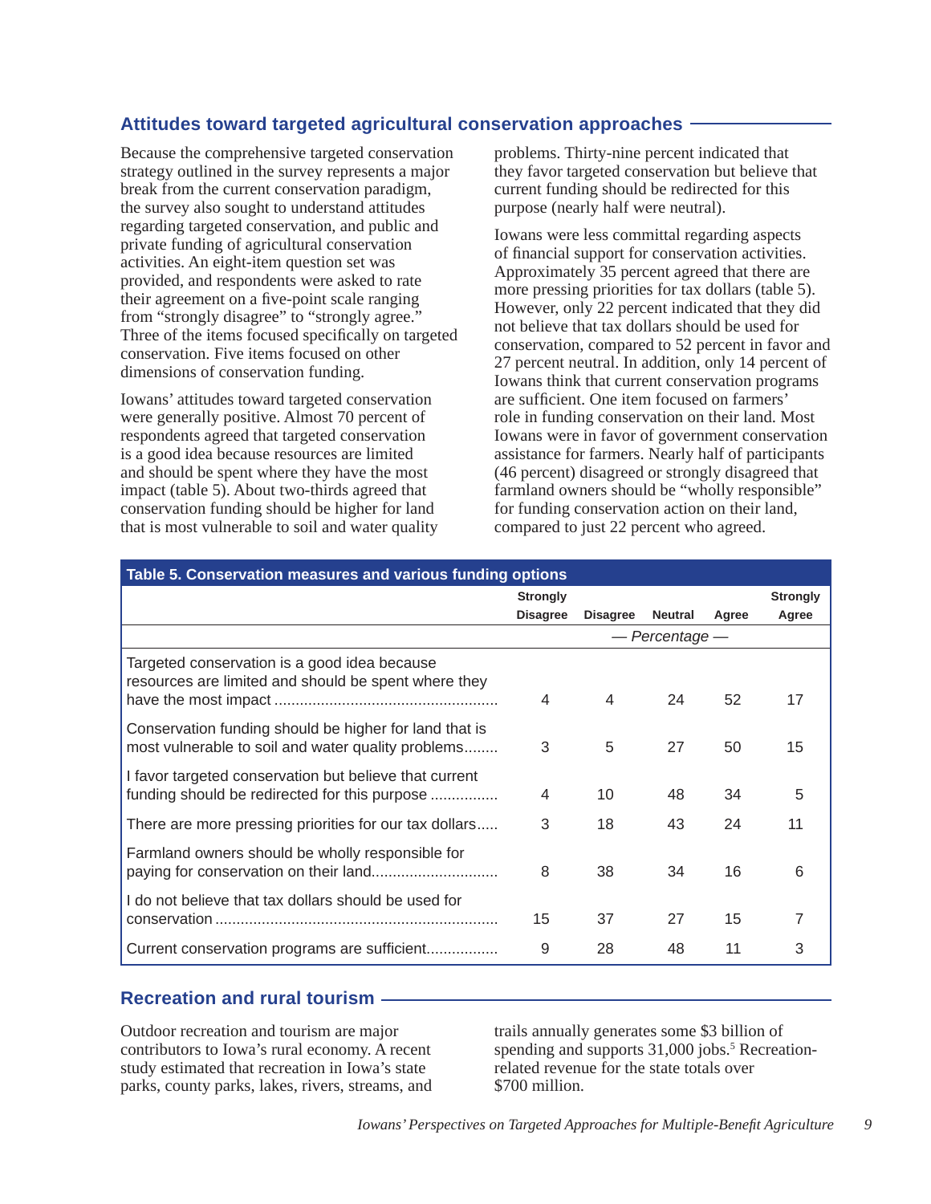## Attitudes toward targeted agricultural conservation approaches

Because the comprehensive targeted conservation strategy outlined in the survey represents a major break from the current conservation paradigm, the survey also sought to understand attitudes regarding targeted conservation, and public and private funding of agricultural conservation activities. An eight-item question set was provided, and respondents were asked to rate their agreement on a five-point scale ranging from "strongly disagree" to "strongly agree." Three of the items focused specifically on targeted conservation. Five items focused on other dimensions of conservation funding.

Iowans' attitudes toward targeted conservation were generally positive. Almost 70 percent of respondents agreed that targeted conservation is a good idea because resources are limited and should be spent where they have the most impact (table 5). About two-thirds agreed that conservation funding should be higher for land that is most vulnerable to soil and water quality problems. Thirty-nine percent indicated that they favor targeted conservation but believe that current funding should be redirected for this purpose (nearly half were neutral).

Iowans were less committal regarding aspects of financial support for conservation activities. Approximately 35 percent agreed that there are more pressing priorities for tax dollars (table 5). However, only 22 percent indicated that they did not believe that tax dollars should be used for conservation, compared to 52 percent in favor and 27 percent neutral. In addition, only 14 percent of Iowans think that current conservation programs are sufficient. One item focused on farmers' role in funding conservation on their land. Most Iowans were in favor of government conservation assistance for farmers. Nearly half of participants (46 percent) disagreed or strongly disagreed that farmland owners should be "wholly responsible" for funding conservation action on their land, compared to just 22 percent who agreed.

**Table 5. Conservation measures and various funding options**

| | Strongly Disagree | Disagree | Neutral | Agree | Strongly Agree |
|---|---|---|---|---|---|
| | *— Percentage —* | | | | |
| Targeted conservation is a good idea because resources are limited and should be spent where they have the most impact | 4 | 4 | 24 | 52 | 17 |
| Conservation funding should be higher for land that is most vulnerable to soil and water quality problems | 3 | 5 | 27 | 50 | 15 |
| I favor targeted conservation but believe that current funding should be redirected for this purpose | 4 | 10 | 48 | 34 | 5 |
| There are more pressing priorities for our tax dollars | 3 | 18 | 43 | 24 | 11 |
| Farmland owners should be wholly responsible for paying for conservation on their land | 8 | 38 | 34 | 16 | 6 |
| I do not believe that tax dollars should be used for conservation | 15 | 37 | 27 | 15 | 7 |
| Current conservation programs are sufficient | 9 | 28 | 48 | 11 | 3 |

## Recreation and rural tourism

Outdoor recreation and tourism are major contributors to Iowa's rural economy. A recent study estimated that recreation in Iowa's state parks, county parks, lakes, rivers, streams, and trails annually generates some $3 billion of spending and supports 31,000 jobs.[5] Recreation-related revenue for the state totals over $700 million.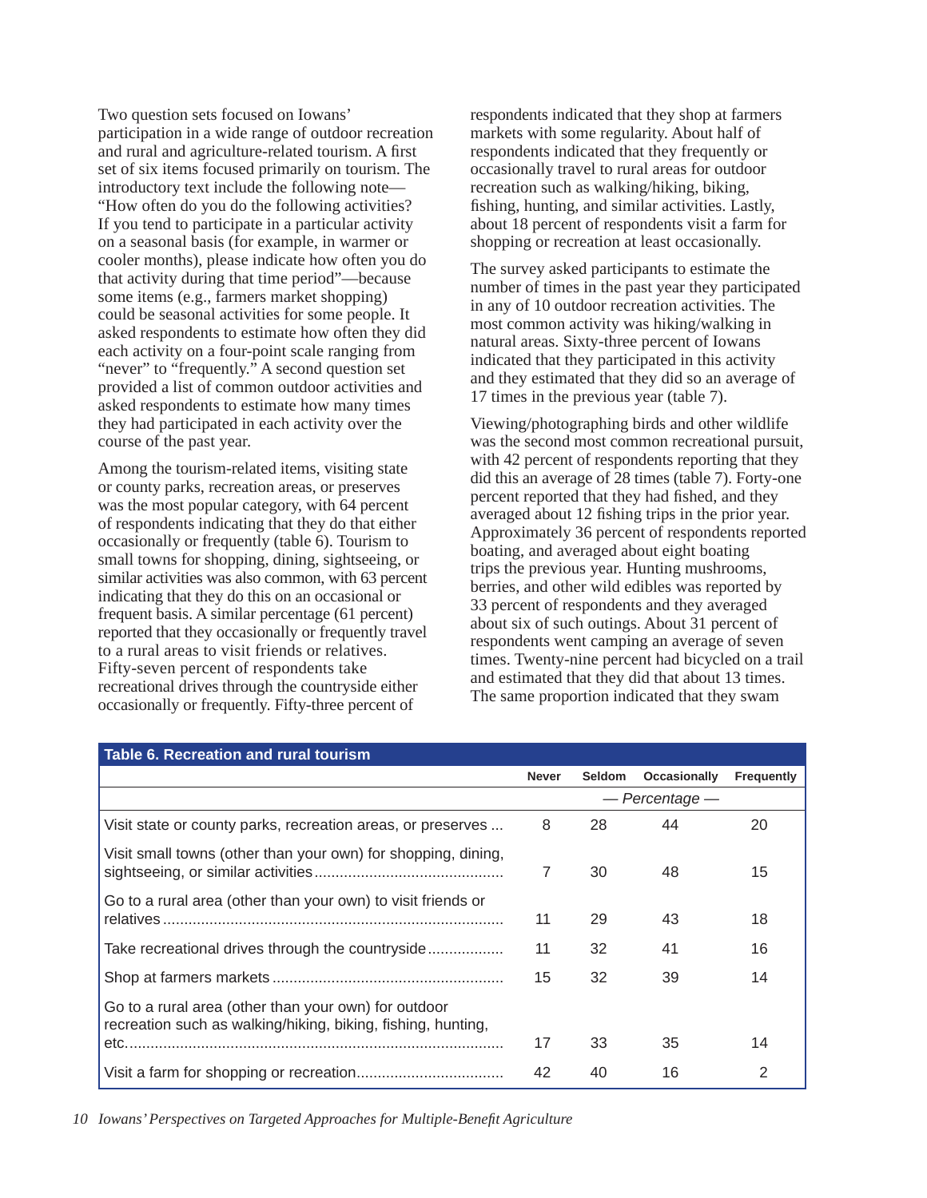Two question sets focused on Iowans' participation in a wide range of outdoor recreation and rural and agriculture-related tourism. A first set of six items focused primarily on tourism. The introductory text include the following note—"How often do you do the following activities? If you tend to participate in a particular activity on a seasonal basis (for example, in warmer or cooler months), please indicate how often you do that activity during that time period"—because some items (e.g., farmers market shopping) could be seasonal activities for some people. It asked respondents to estimate how often they did each activity on a four-point scale ranging from "never" to "frequently." A second question set provided a list of common outdoor activities and asked respondents to estimate how many times they had participated in each activity over the course of the past year.

Among the tourism-related items, visiting state or county parks, recreation areas, or preserves was the most popular category, with 64 percent of respondents indicating that they do that either occasionally or frequently (table 6). Tourism to small towns for shopping, dining, sightseeing, or similar activities was also common, with 63 percent indicating that they do this on an occasional or frequent basis. A similar percentage (61 percent) reported that they occasionally or frequently travel to a rural areas to visit friends or relatives. Fifty-seven percent of respondents take recreational drives through the countryside either occasionally or frequently. Fifty-three percent of respondents indicated that they shop at farmers markets with some regularity. About half of respondents indicated that they frequently or occasionally travel to rural areas for outdoor recreation such as walking/hiking, biking, fishing, hunting, and similar activities. Lastly, about 18 percent of respondents visit a farm for shopping or recreation at least occasionally.

The survey asked participants to estimate the number of times in the past year they participated in any of 10 outdoor recreation activities. The most common activity was hiking/walking in natural areas. Sixty-three percent of Iowans indicated that they participated in this activity and they estimated that they did so an average of 17 times in the previous year (table 7).

Viewing/photographing birds and other wildlife was the second most common recreational pursuit, with 42 percent of respondents reporting that they did this an average of 28 times (table 7). Forty-one percent reported that they had fished, and they averaged about 12 fishing trips in the prior year. Approximately 36 percent of respondents reported boating, and averaged about eight boating trips the previous year. Hunting mushrooms, berries, and other wild edibles was reported by 33 percent of respondents and they averaged about six of such outings. About 31 percent of respondents went camping an average of seven times. Twenty-nine percent had bicycled on a trail and estimated that they did that about 13 times. The same proportion indicated that they swam

**Table 6. Recreation and rural tourism**

| | Never | Seldom | Occasionally | Frequently |
|---|---|---|---|---|
| | — Percentage — | | | |
| Visit state or county parks, recreation areas, or preserves | 8 | 28 | 44 | 20 |
| Visit small towns (other than your own) for shopping, dining, sightseeing, or similar activities | 7 | 30 | 48 | 15 |
| Go to a rural area (other than your own) to visit friends or relatives | 11 | 29 | 43 | 18 |
| Take recreational drives through the countryside | 11 | 32 | 41 | 16 |
| Shop at farmers markets | 15 | 32 | 39 | 14 |
| Go to a rural area (other than your own) for outdoor recreation such as walking/hiking, biking, fishing, hunting, etc. | 17 | 33 | 35 | 14 |
| Visit a farm for shopping or recreation | 42 | 40 | 16 | 2 |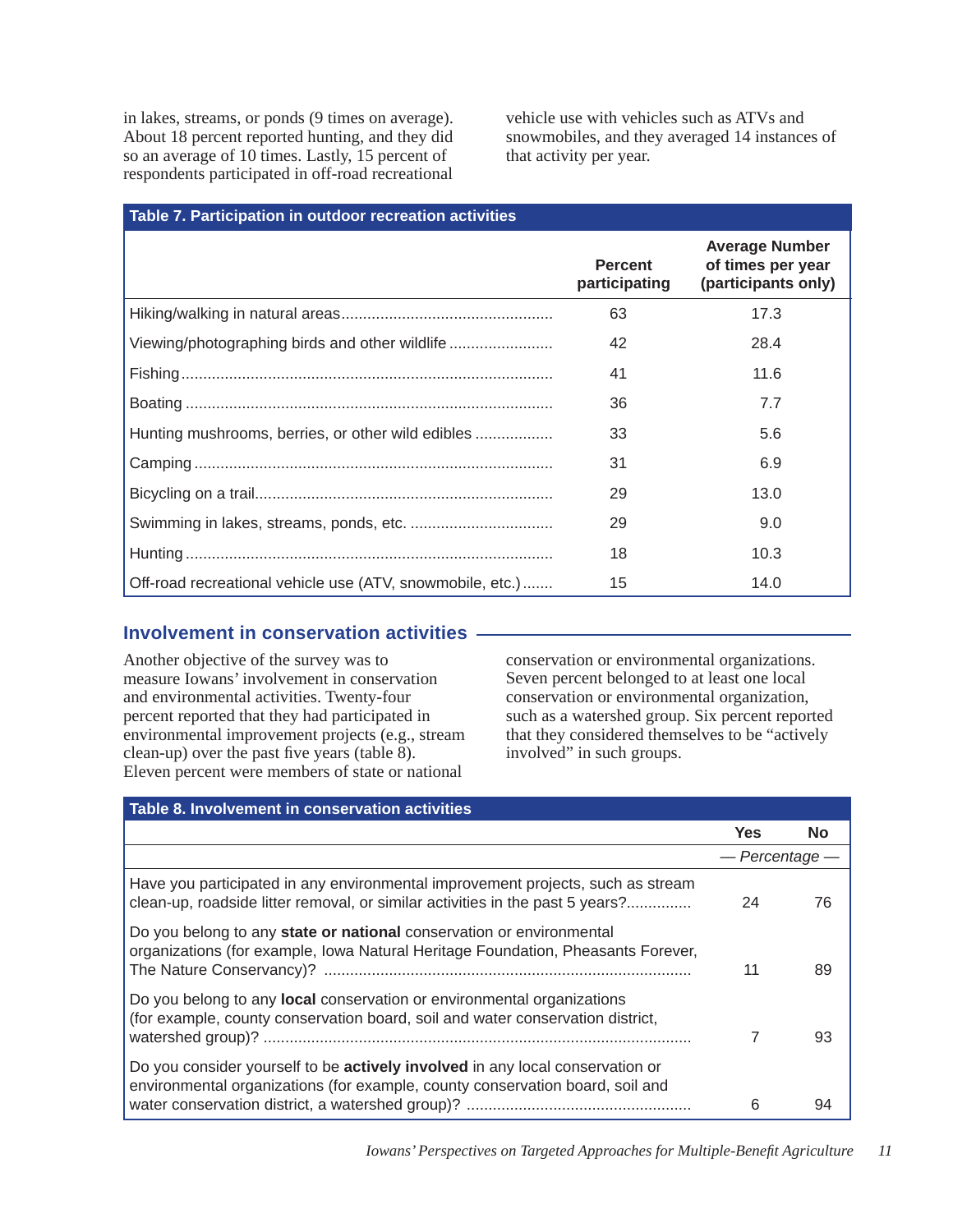in lakes, streams, or ponds (9 times on average). About 18 percent reported hunting, and they did so an average of 10 times. Lastly, 15 percent of respondents participated in off-road recreational vehicle use with vehicles such as ATVs and snowmobiles, and they averaged 14 instances of that activity per year.

**Table 7. Participation in outdoor recreation activities**

| | Percent participating | Average Number of times per year (participants only) |
|---|---|---|
| Hiking/walking in natural areas | 63 | 17.3 |
| Viewing/photographing birds and other wildlife | 42 | 28.4 |
| Fishing | 41 | 11.6 |
| Boating | 36 | 7.7 |
| Hunting mushrooms, berries, or other wild edibles | 33 | 5.6 |
| Camping | 31 | 6.9 |
| Bicycling on a trail | 29 | 13.0 |
| Swimming in lakes, streams, ponds, etc. | 29 | 9.0 |
| Hunting | 18 | 10.3 |
| Off-road recreational vehicle use (ATV, snowmobile, etc.) | 15 | 14.0 |

## Involvement in conservation activities

Another objective of the survey was to measure Iowans' involvement in conservation and environmental activities. Twenty-four percent reported that they had participated in environmental improvement projects (e.g., stream clean-up) over the past five years (table 8). Eleven percent were members of state or national conservation or environmental organizations. Seven percent belonged to at least one local conservation or environmental organization, such as a watershed group. Six percent reported that they considered themselves to be "actively involved" in such groups.

**Table 8. Involvement in conservation activities**

| | Yes | No |
|---|---|---|
| | *— Percentage —* | |
| Have you participated in any environmental improvement projects, such as stream clean-up, roadside litter removal, or similar activities in the past 5 years? | 24 | 76 |
| Do you belong to any **state or national** conservation or environmental organizations (for example, Iowa Natural Heritage Foundation, Pheasants Forever, The Nature Conservancy)? | 11 | 89 |
| Do you belong to any **local** conservation or environmental organizations (for example, county conservation board, soil and water conservation district, watershed group)? | 7 | 93 |
| Do you consider yourself to be **actively involved** in any local conservation or environmental organizations (for example, county conservation board, soil and water conservation district, a watershed group)? | 6 | 94 |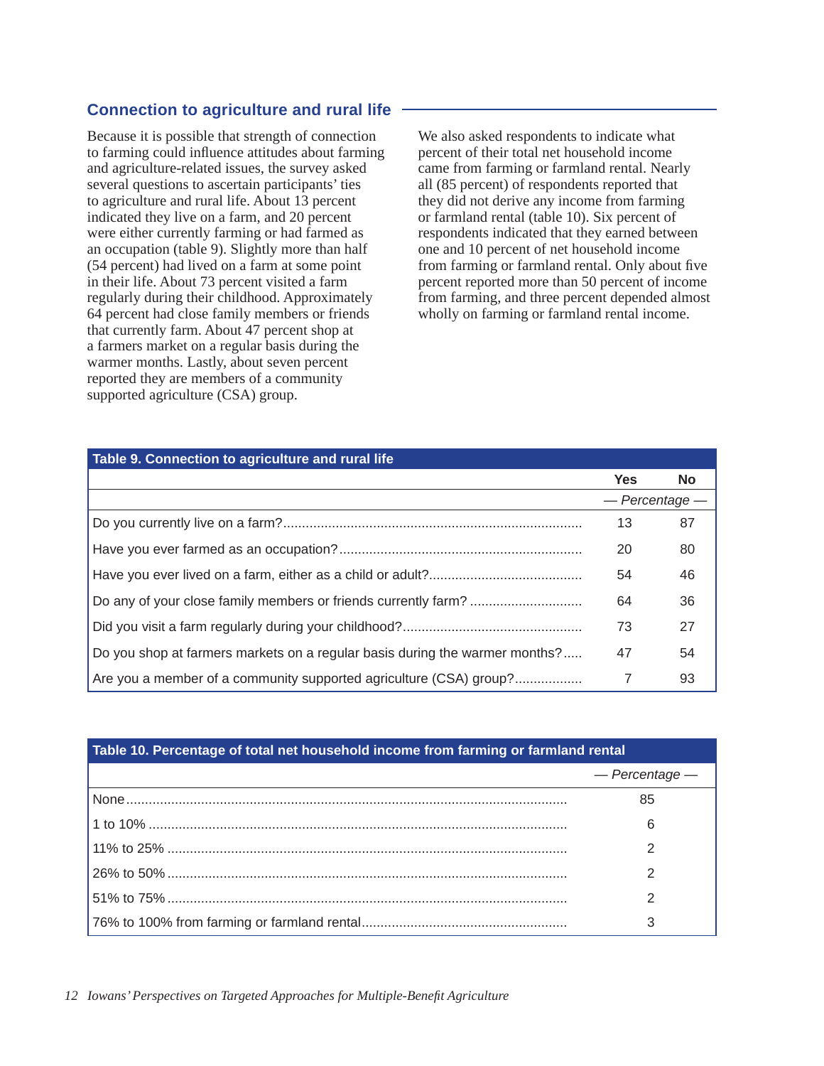## Connection to agriculture and rural life

Because it is possible that strength of connection to farming could influence attitudes about farming and agriculture-related issues, the survey asked several questions to ascertain participants' ties to agriculture and rural life. About 13 percent indicated they live on a farm, and 20 percent were either currently farming or had farmed as an occupation (table 9). Slightly more than half (54 percent) had lived on a farm at some point in their life. About 73 percent visited a farm regularly during their childhood. Approximately 64 percent had close family members or friends that currently farm. About 47 percent shop at a farmers market on a regular basis during the warmer months. Lastly, about seven percent reported they are members of a community supported agriculture (CSA) group.

We also asked respondents to indicate what percent of their total net household income came from farming or farmland rental. Nearly all (85 percent) of respondents reported that they did not derive any income from farming or farmland rental (table 10). Six percent of respondents indicated that they earned between one and 10 percent of net household income from farming or farmland rental. Only about five percent reported more than 50 percent of income from farming, and three percent depended almost wholly on farming or farmland rental income.

**Table 9. Connection to agriculture and rural life**

| | Yes | No |
|---|---|---|
| | *— Percentage —* | |
| Do you currently live on a farm? | 13 | 87 |
| Have you ever farmed as an occupation? | 20 | 80 |
| Have you ever lived on a farm, either as a child or adult? | 54 | 46 |
| Do any of your close family members or friends currently farm? | 64 | 36 |
| Did you visit a farm regularly during your childhood? | 73 | 27 |
| Do you shop at farmers markets on a regular basis during the warmer months? | 47 | 54 |
| Are you a member of a community supported agriculture (CSA) group? | 7 | 93 |

**Table 10. Percentage of total net household income from farming or farmland rental**

| | *— Percentage —* |
|---|---|
| None | 85 |
| 1 to 10% | 6 |
| 11% to 25% | 2 |
| 26% to 50% | 2 |
| 51% to 75% | 2 |
| 76% to 100% from farming or farmland rental | 3 |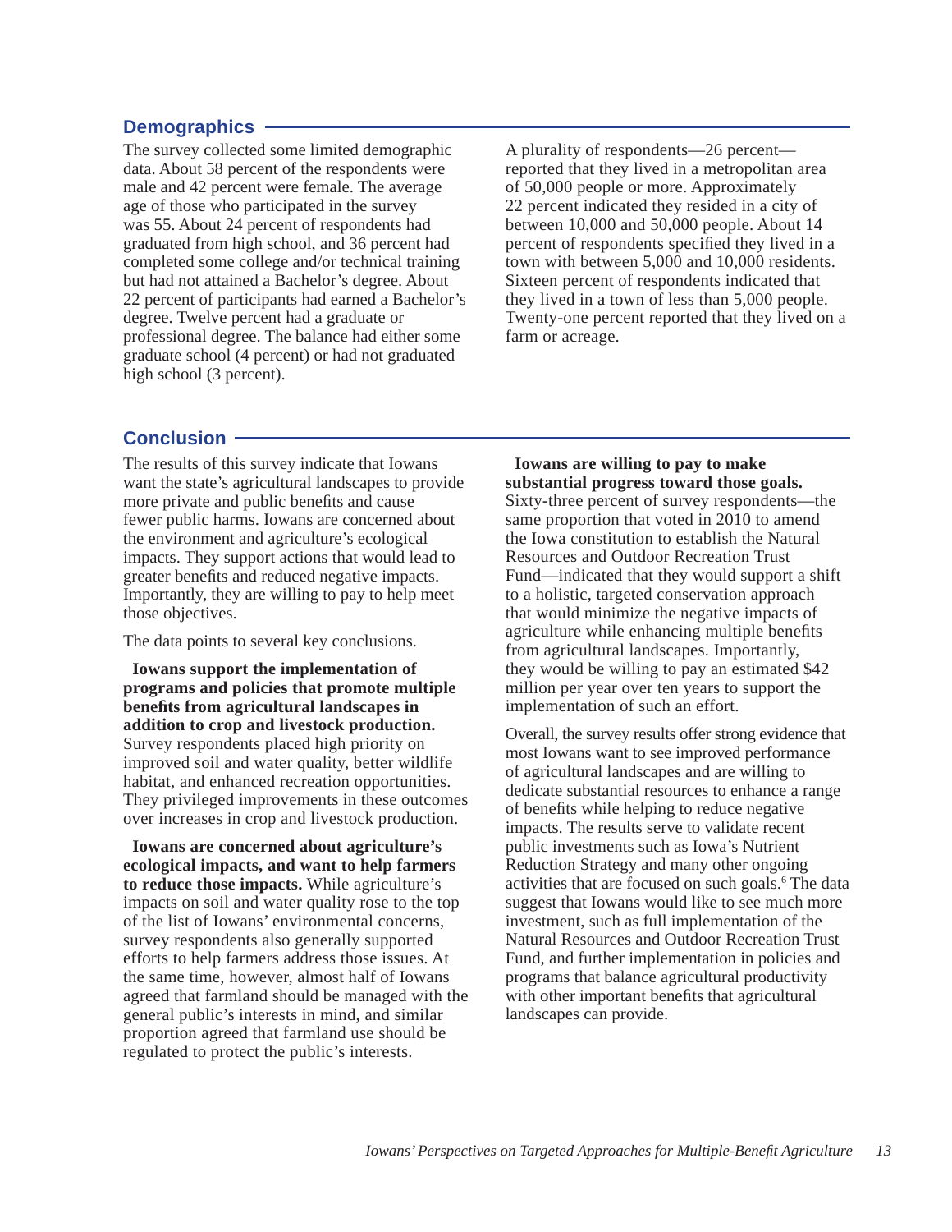## Demographics

The survey collected some limited demographic data. About 58 percent of the respondents were male and 42 percent were female. The average age of those who participated in the survey was 55. About 24 percent of respondents had graduated from high school, and 36 percent had completed some college and/or technical training but had not attained a Bachelor's degree. About 22 percent of participants had earned a Bachelor's degree. Twelve percent had a graduate or professional degree. The balance had either some graduate school (4 percent) or had not graduated high school (3 percent).

A plurality of respondents—26 percent—reported that they lived in a metropolitan area of 50,000 people or more. Approximately 22 percent indicated they resided in a city of between 10,000 and 50,000 people. About 14 percent of respondents specified they lived in a town with between 5,000 and 10,000 residents. Sixteen percent of respondents indicated that they lived in a town of less than 5,000 people. Twenty-one percent reported that they lived on a farm or acreage.

## Conclusion

The results of this survey indicate that Iowans want the state's agricultural landscapes to provide more private and public benefits and cause fewer public harms. Iowans are concerned about the environment and agriculture's ecological impacts. They support actions that would lead to greater benefits and reduced negative impacts. Importantly, they are willing to pay to help meet those objectives.

The data points to several key conclusions.

**Iowans support the implementation of programs and policies that promote multiple benefits from agricultural landscapes in addition to crop and livestock production.** Survey respondents placed high priority on improved soil and water quality, better wildlife habitat, and enhanced recreation opportunities. They privileged improvements in these outcomes over increases in crop and livestock production.

**Iowans are concerned about agriculture's ecological impacts, and want to help farmers to reduce those impacts.** While agriculture's impacts on soil and water quality rose to the top of the list of Iowans' environmental concerns, survey respondents also generally supported efforts to help farmers address those issues. At the same time, however, almost half of Iowans agreed that farmland should be managed with the general public's interests in mind, and similar proportion agreed that farmland use should be regulated to protect the public's interests.

**Iowans are willing to pay to make substantial progress toward those goals.** Sixty-three percent of survey respondents—the same proportion that voted in 2010 to amend the Iowa constitution to establish the Natural Resources and Outdoor Recreation Trust Fund—indicated that they would support a shift to a holistic, targeted conservation approach that would minimize the negative impacts of agriculture while enhancing multiple benefits from agricultural landscapes. Importantly, they would be willing to pay an estimated $42 million per year over ten years to support the implementation of such an effort.

Overall, the survey results offer strong evidence that most Iowans want to see improved performance of agricultural landscapes and are willing to dedicate substantial resources to enhance a range of benefits while helping to reduce negative impacts. The results serve to validate recent public investments such as Iowa's Nutrient Reduction Strategy and many other ongoing activities that are focused on such goals.[6] The data suggest that Iowans would like to see much more investment, such as full implementation of the Natural Resources and Outdoor Recreation Trust Fund, and further implementation in policies and programs that balance agricultural productivity with other important benefits that agricultural landscapes can provide.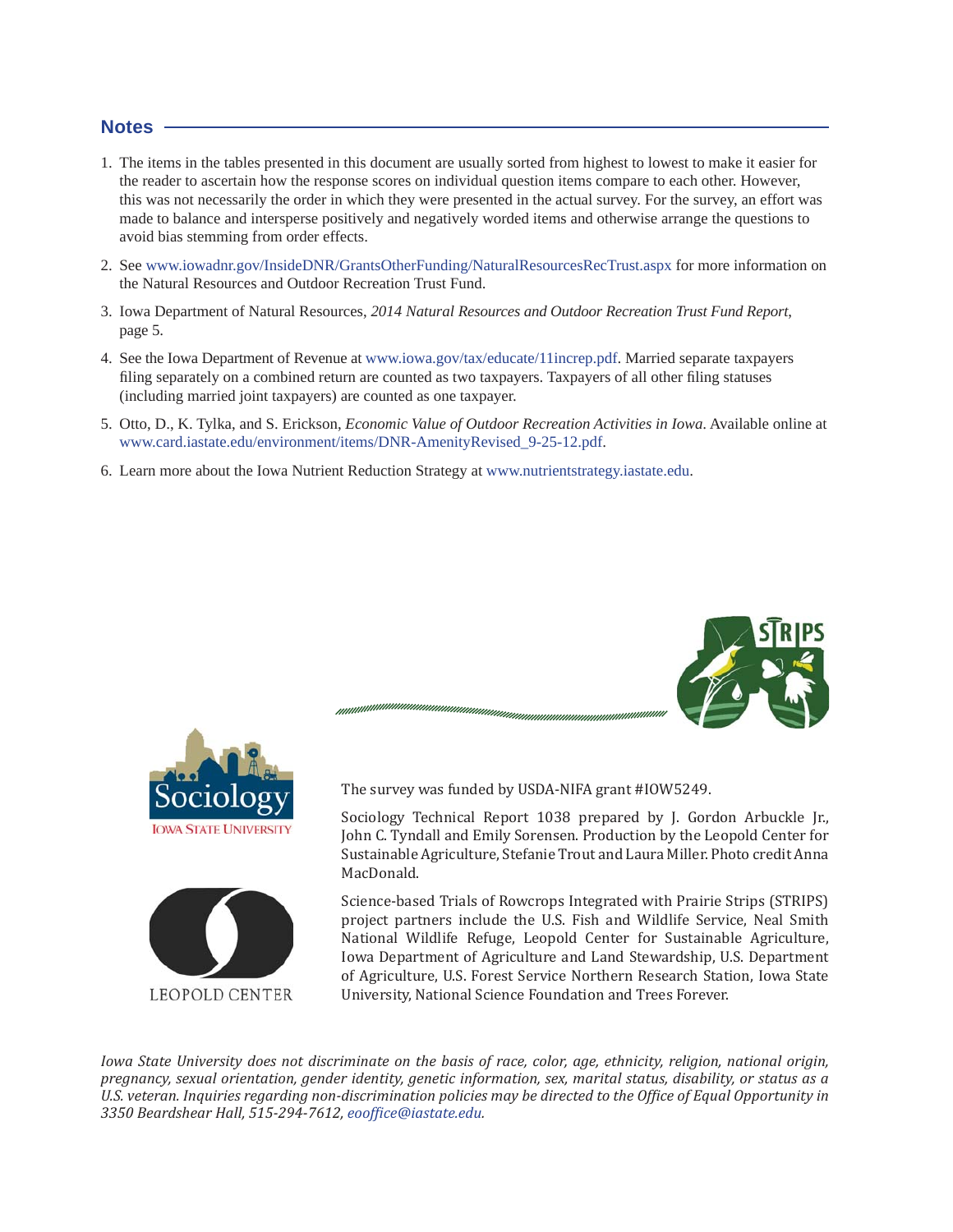## Notes

1. The items in the tables presented in this document are usually sorted from highest to lowest to make it easier for the reader to ascertain how the response scores on individual question items compare to each other. However, this was not necessarily the order in which they were presented in the actual survey. For the survey, an effort was made to balance and intersperse positively and negatively worded items and otherwise arrange the questions to avoid bias stemming from order effects.
2. See www.iowadnr.gov/InsideDNR/GrantsOtherFunding/NaturalResourcesRecTrust.aspx for more information on the Natural Resources and Outdoor Recreation Trust Fund.
3. Iowa Department of Natural Resources, *2014 Natural Resources and Outdoor Recreation Trust Fund Report*, page 5.
4. See the Iowa Department of Revenue at www.iowa.gov/tax/educate/11increp.pdf. Married separate taxpayers filing separately on a combined return are counted as two taxpayers. Taxpayers of all other filing statuses (including married joint taxpayers) are counted as one taxpayer.
5. Otto, D., K. Tylka, and S. Erickson, *Economic Value of Outdoor Recreation Activities in Iowa*. Available online at www.card.iastate.edu/environment/items/DNR-AmenityRevised_9-25-12.pdf.
6. Learn more about the Iowa Nutrient Reduction Strategy at www.nutrientstrategy.iastate.edu.

STRIPS

Sociology
IOWA STATE UNIVERSITY

LEOPOLD CENTER

The survey was funded by USDA-NIFA grant #IOW5249.

Sociology Technical Report 1038 prepared by J. Gordon Arbuckle Jr., John C. Tyndall and Emily Sorensen. Production by the Leopold Center for Sustainable Agriculture, Stefanie Trout and Laura Miller. Photo credit Anna MacDonald.

Science-based Trials of Rowcrops Integrated with Prairie Strips (STRIPS) project partners include the U.S. Fish and Wildlife Service, Neal Smith National Wildlife Refuge, Leopold Center for Sustainable Agriculture, Iowa Department of Agriculture and Land Stewardship, U.S. Department of Agriculture, U.S. Forest Service Northern Research Station, Iowa State University, National Science Foundation and Trees Forever.

*Iowa State University does not discriminate on the basis of race, color, age, ethnicity, religion, national origin, pregnancy, sexual orientation, gender identity, genetic information, sex, marital status, disability, or status as a U.S. veteran. Inquiries regarding non-discrimination policies may be directed to the Office of Equal Opportunity in 3350 Beardshear Hall, 515-294-7612, eooffice@iastate.edu.*